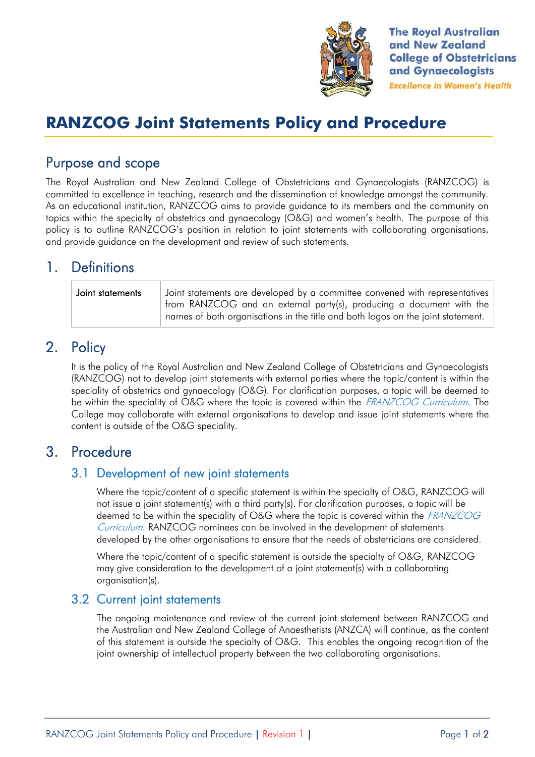The Royal Australian and New Zealand College of Obstetricians and Gynaecologists

*Excellence in Women's Health*

# RANZCOG Joint Statements Policy and Procedure

## Purpose and scope

The Royal Australian and New Zealand College of Obstetricians and Gynaecologists (RANZCOG) is committed to excellence in teaching, research and the dissemination of knowledge amongst the community. As an educational institution, RANZCOG aims to provide guidance to its members and the community on topics within the specialty of obstetrics and gynaecology (O&G) and women's health. The purpose of this policy is to outline RANZCOG's position in relation to joint statements with collaborating organisations, and provide guidance on the development and review of such statements.

## 1. Definitions

| Joint statements | Joint statements are developed by a committee convened with representatives from RANZCOG and an external party(s), producing a document with the names of both organisations in the title and both logos on the joint statement. |
|---|---|

## 2. Policy

It is the policy of the Royal Australian and New Zealand College of Obstetricians and Gynaecologists (RANZCOG) not to develop joint statements with external parties where the topic/content is within the speciality of obstetrics and gynaecology (O&G). For clarification purposes, a topic will be deemed to be within the speciality of O&G where the topic is covered within the *FRANZCOG Curriculum*. The College may collaborate with external organisations to develop and issue joint statements where the content is outside of the O&G speciality.

## 3. Procedure

### 3.1 Development of new joint statements

Where the topic/content of a specific statement is within the specialty of O&G, RANZCOG will not issue a joint statement(s) with a third party(s). For clarification purposes, a topic will be deemed to be within the speciality of O&G where the topic is covered within the *FRANZCOG Curriculum*. RANZCOG nominees can be involved in the development of statements developed by the other organisations to ensure that the needs of obstetricians are considered.

Where the topic/content of a specific statement is outside the specialty of O&G, RANZCOG may give consideration to the development of a joint statement(s) with a collaborating organisation(s).

### 3.2 Current joint statements

The ongoing maintenance and review of the current joint statement between RANZCOG and the Australian and New Zealand College of Anaesthetists (ANZCA) will continue, as the content of this statement is outside the specialty of O&G. This enables the ongoing recognition of the joint ownership of intellectual property between the two collaborating organisations.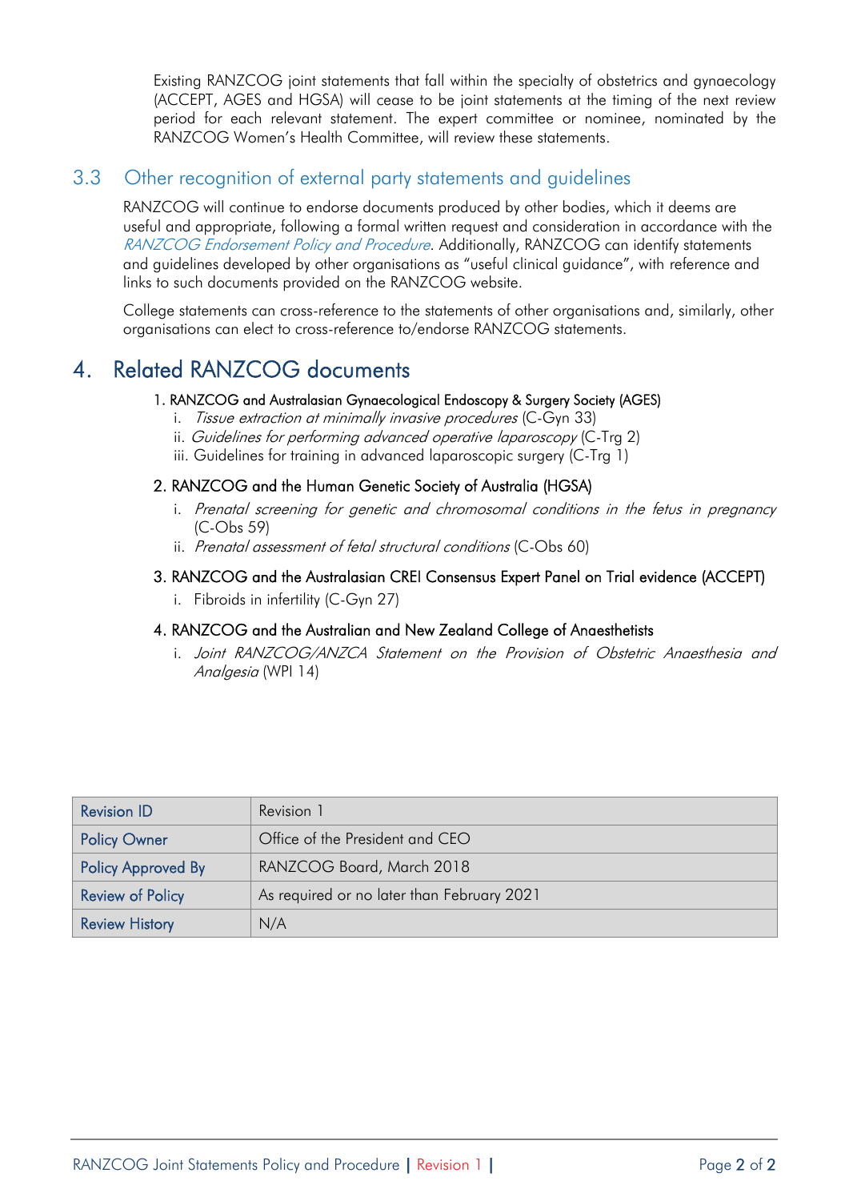Existing RANZCOG joint statements that fall within the specialty of obstetrics and gynaecology (ACCEPT, AGES and HGSA) will cease to be joint statements at the timing of the next review period for each relevant statement. The expert committee or nominee, nominated by the RANZCOG Women's Health Committee, will review these statements.

### 3.3 Other recognition of external party statements and guidelines

RANZCOG will continue to endorse documents produced by other bodies, which it deems are useful and appropriate, following a formal written request and consideration in accordance with the *RANZCOG Endorsement Policy and Procedure*. Additionally, RANZCOG can identify statements and guidelines developed by other organisations as "useful clinical guidance", with reference and links to such documents provided on the RANZCOG website.

College statements can cross-reference to the statements of other organisations and, similarly, other organisations can elect to cross-reference to/endorse RANZCOG statements.

## 4. Related RANZCOG documents

1. RANZCOG and Australasian Gynaecological Endoscopy & Surgery Society (AGES)
   i. *Tissue extraction at minimally invasive procedures* (C-Gyn 33)
   ii. *Guidelines for performing advanced operative laparoscopy* (C-Trg 2)
   iii. Guidelines for training in advanced laparoscopic surgery (C-Trg 1)

2. RANZCOG and the Human Genetic Society of Australia (HGSA)
   i. *Prenatal screening for genetic and chromosomal conditions in the fetus in pregnancy* (C-Obs 59)
   ii. *Prenatal assessment of fetal structural conditions* (C-Obs 60)

3. RANZCOG and the Australasian CREI Consensus Expert Panel on Trial evidence (ACCEPT)
   i. Fibroids in infertility (C-Gyn 27)

4. RANZCOG and the Australian and New Zealand College of Anaesthetists
   i. *Joint RANZCOG/ANZCA Statement on the Provision of Obstetric Anaesthesia and Analgesia* (WPI 14)

| | |
|---|---|
| Revision ID | Revision 1 |
| Policy Owner | Office of the President and CEO |
| Policy Approved By | RANZCOG Board, March 2018 |
| Review of Policy | As required or no later than February 2021 |
| Review History | N/A |